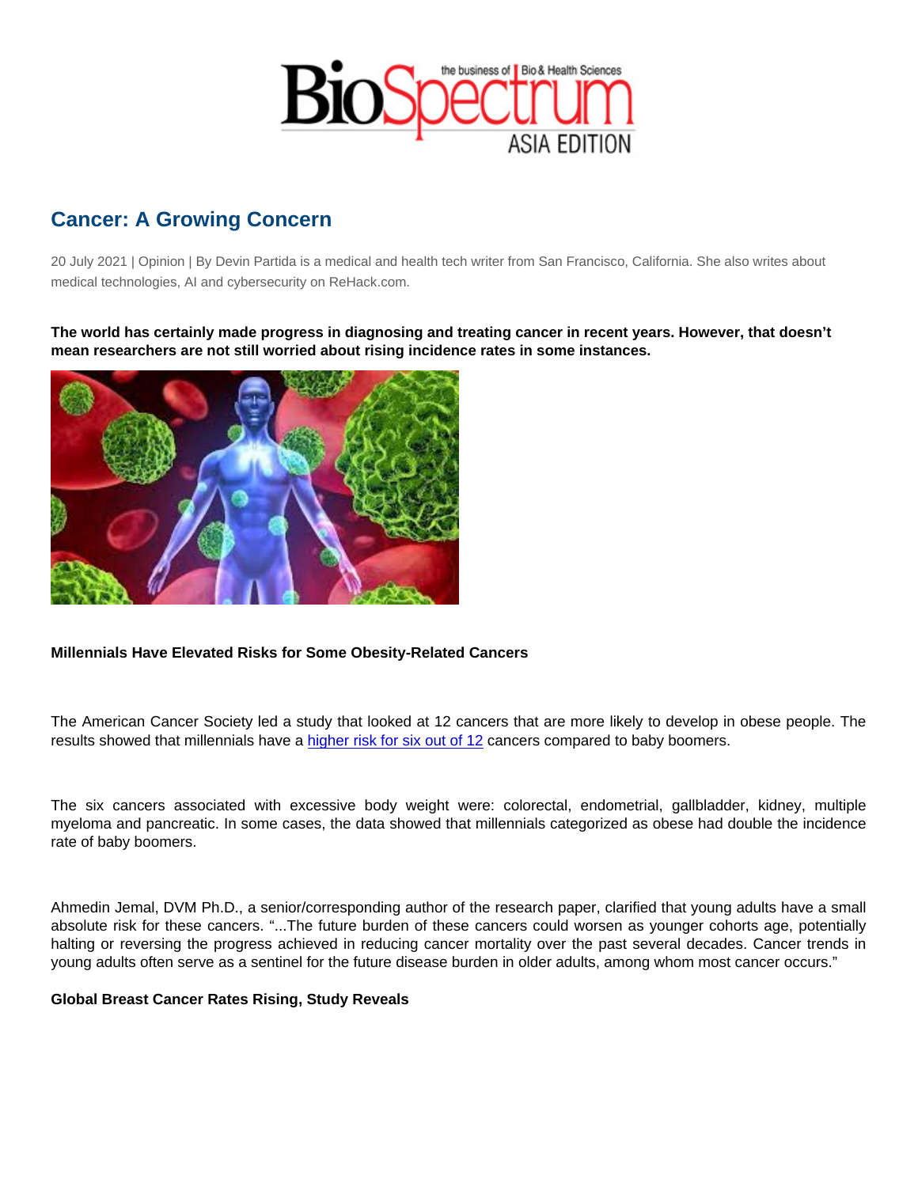# Cancer: A Growing Concern

20 July 2021 | Opinion | By Devin Partida is a medical and health tech writer from San Francisco, California. She also writes about medical technologies, AI and cybersecurity on ReHack.com.

**The world has certainly made progress in diagnosing and treating cancer in recent years. However, that doesn't mean researchers are not still worried about rising incidence rates in some instances.**

**Millennials Have Elevated Risks for Some Obesity-Related Cancers**

The American Cancer Society led a study that looked at 12 cancers that are more likely to develop in obese people. The results showed that millennials have a higher risk for six out of 12 cancers compared to baby boomers.

The six cancers associated with excessive body weight were: colorectal, endometrial, gallbladder, kidney, multiple myeloma and pancreatic. In some cases, the data showed that millennials categorized as obese had double the incidence rate of baby boomers.

Ahmedin Jemal, DVM Ph.D., a senior/corresponding author of the research paper, clarified that young adults have a small absolute risk for these cancers. "...The future burden of these cancers could worsen as younger cohorts age, potentially halting or reversing the progress achieved in reducing cancer mortality over the past several decades. Cancer trends in young adults often serve as a sentinel for the future disease burden in older adults, among whom most cancer occurs."

**Global Breast Cancer Rates Rising, Study Reveals**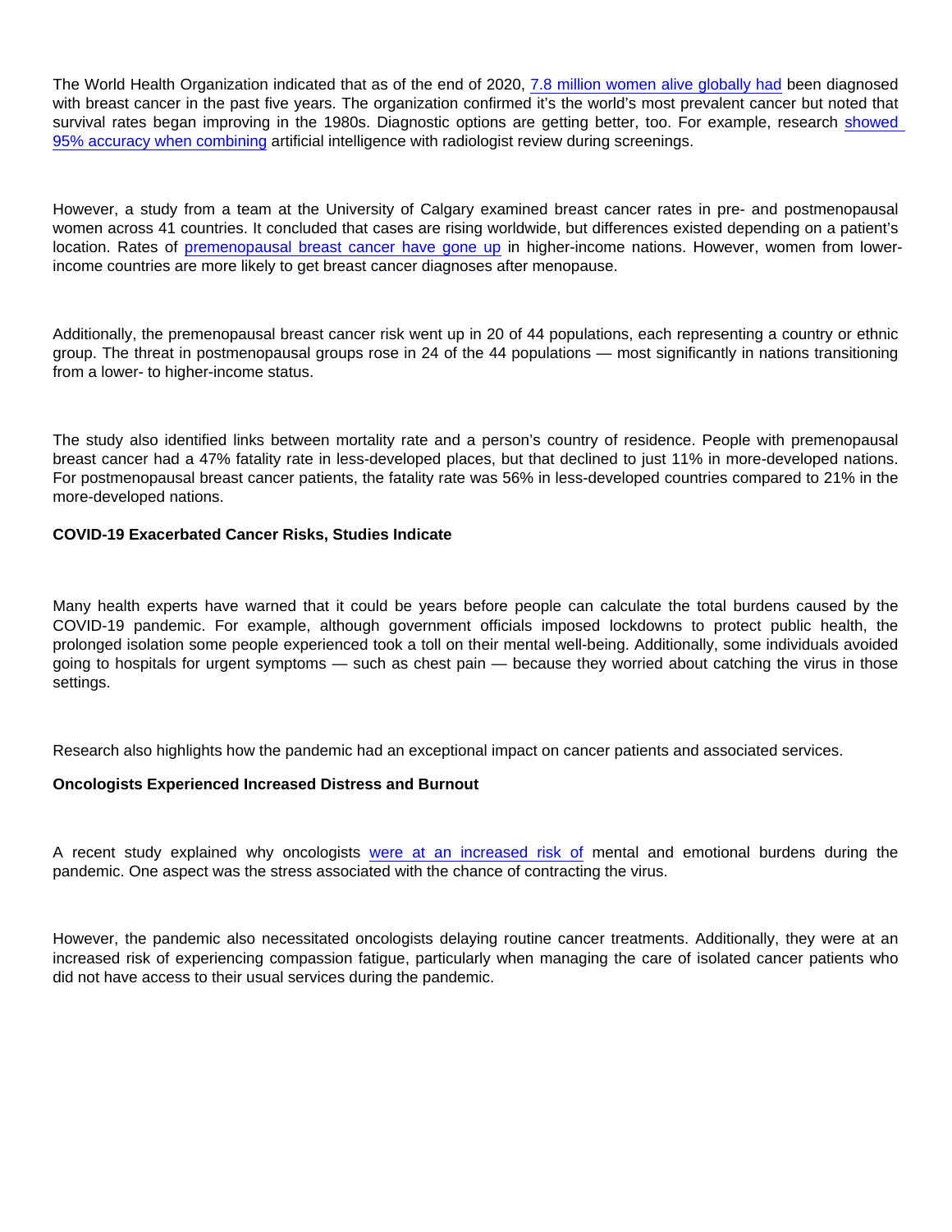The World Health Organization indicated that as of the end of 2020, 7.8 million women alive globally had been diagnosed with breast cancer in the past five years. The organization confirmed it's the world's most prevalent cancer but noted that survival rates began improving in the 1980s. Diagnostic options are getting better, too. For example, research showed 95% accuracy when combining artificial intelligence with radiologist review during screenings.

However, a study from a team at the University of Calgary examined breast cancer rates in pre- and postmenopausal women across 41 countries. It concluded that cases are rising worldwide, but differences existed depending on a patient's location. Rates of premenopausal breast cancer have gone up in higher-income nations. However, women from lower-income countries are more likely to get breast cancer diagnoses after menopause.

Additionally, the premenopausal breast cancer risk went up in 20 of 44 populations, each representing a country or ethnic group. The threat in postmenopausal groups rose in 24 of the 44 populations — most significantly in nations transitioning from a lower- to higher-income status.

The study also identified links between mortality rate and a person's country of residence. People with premenopausal breast cancer had a 47% fatality rate in less-developed places, but that declined to just 11% in more-developed nations. For postmenopausal breast cancer patients, the fatality rate was 56% in less-developed countries compared to 21% in the more-developed nations.

**COVID-19 Exacerbated Cancer Risks, Studies Indicate**

Many health experts have warned that it could be years before people can calculate the total burdens caused by the COVID-19 pandemic. For example, although government officials imposed lockdowns to protect public health, the prolonged isolation some people experienced took a toll on their mental well-being. Additionally, some individuals avoided going to hospitals for urgent symptoms — such as chest pain — because they worried about catching the virus in those settings.

Research also highlights how the pandemic had an exceptional impact on cancer patients and associated services.

**Oncologists Experienced Increased Distress and Burnout**

A recent study explained why oncologists were at an increased risk of mental and emotional burdens during the pandemic. One aspect was the stress associated with the chance of contracting the virus.

However, the pandemic also necessitated oncologists delaying routine cancer treatments. Additionally, they were at an increased risk of experiencing compassion fatigue, particularly when managing the care of isolated cancer patients who did not have access to their usual services during the pandemic.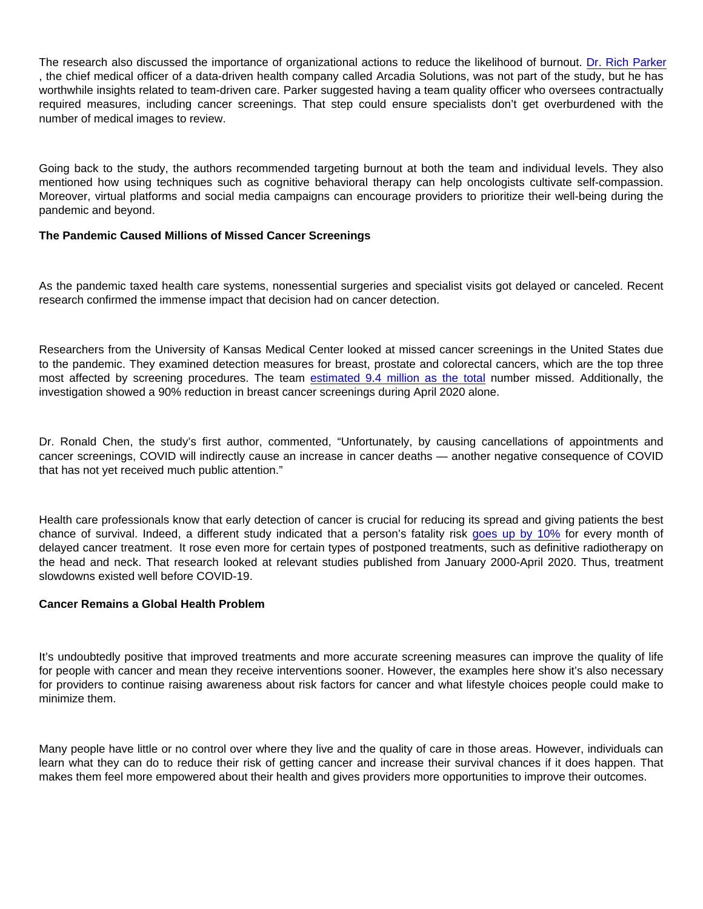The research also discussed the importance of organizational actions to reduce the likelihood of burnout. Dr. Rich Parker, the chief medical officer of a data-driven health company called Arcadia Solutions, was not part of the study, but he has worthwhile insights related to team-driven care. Parker suggested having a team quality officer who oversees contractually required measures, including cancer screenings. That step could ensure specialists don't get overburdened with the number of medical images to review.

Going back to the study, the authors recommended targeting burnout at both the team and individual levels. They also mentioned how using techniques such as cognitive behavioral therapy can help oncologists cultivate self-compassion. Moreover, virtual platforms and social media campaigns can encourage providers to prioritize their well-being during the pandemic and beyond.

**The Pandemic Caused Millions of Missed Cancer Screenings**

As the pandemic taxed health care systems, nonessential surgeries and specialist visits got delayed or canceled. Recent research confirmed the immense impact that decision had on cancer detection.

Researchers from the University of Kansas Medical Center looked at missed cancer screenings in the United States due to the pandemic. They examined detection measures for breast, prostate and colorectal cancers, which are the top three most affected by screening procedures. The team estimated 9.4 million as the total number missed. Additionally, the investigation showed a 90% reduction in breast cancer screenings during April 2020 alone.

Dr. Ronald Chen, the study's first author, commented, "Unfortunately, by causing cancellations of appointments and cancer screenings, COVID will indirectly cause an increase in cancer deaths — another negative consequence of COVID that has not yet received much public attention."

Health care professionals know that early detection of cancer is crucial for reducing its spread and giving patients the best chance of survival. Indeed, a different study indicated that a person's fatality risk goes up by 10% for every month of delayed cancer treatment. It rose even more for certain types of postponed treatments, such as definitive radiotherapy on the head and neck. That research looked at relevant studies published from January 2000-April 2020. Thus, treatment slowdowns existed well before COVID-19.

**Cancer Remains a Global Health Problem**

It's undoubtedly positive that improved treatments and more accurate screening measures can improve the quality of life for people with cancer and mean they receive interventions sooner. However, the examples here show it's also necessary for providers to continue raising awareness about risk factors for cancer and what lifestyle choices people could make to minimize them.

Many people have little or no control over where they live and the quality of care in those areas. However, individuals can learn what they can do to reduce their risk of getting cancer and increase their survival chances if it does happen. That makes them feel more empowered about their health and gives providers more opportunities to improve their outcomes.